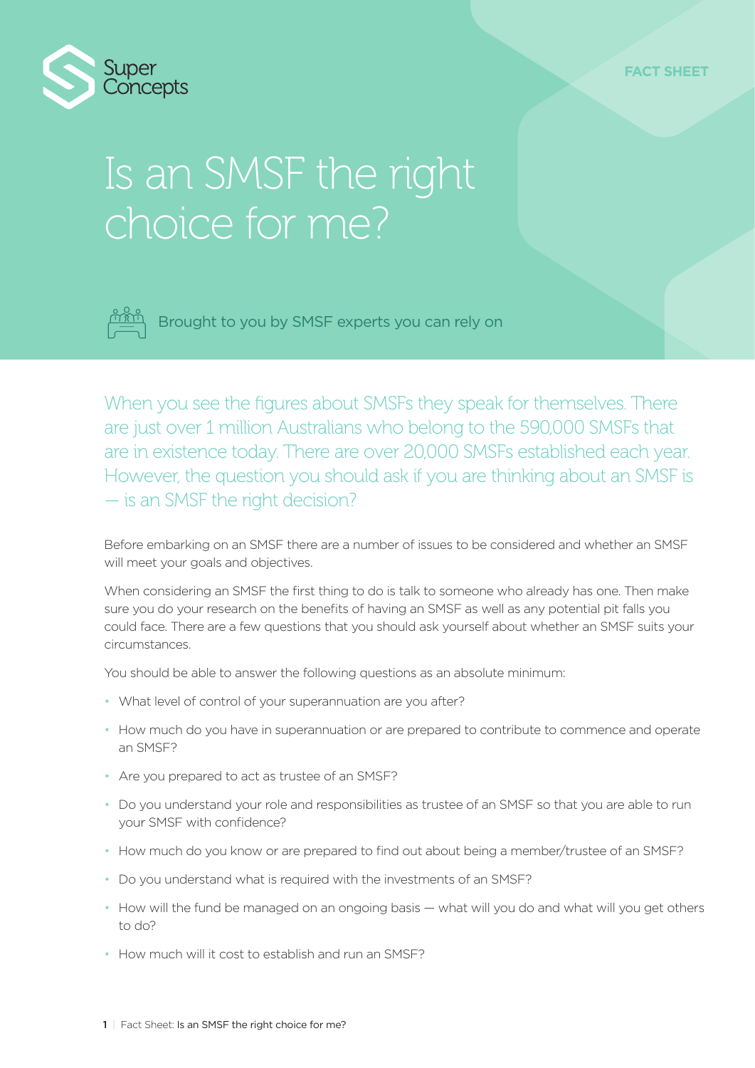Super Concepts

FACT SHEET

# Is an SMSF the right choice for me?

Brought to you by SMSF experts you can rely on

When you see the figures about SMSFs they speak for themselves. There are just over 1 million Australians who belong to the 590,000 SMSFs that are in existence today. There are over 20,000 SMSFs established each year. However, the question you should ask if you are thinking about an SMSF is — is an SMSF the right decision?

Before embarking on an SMSF there are a number of issues to be considered and whether an SMSF will meet your goals and objectives.

When considering an SMSF the first thing to do is talk to someone who already has one. Then make sure you do your research on the benefits of having an SMSF as well as any potential pit falls you could face. There are a few questions that you should ask yourself about whether an SMSF suits your circumstances.

You should be able to answer the following questions as an absolute minimum:

- What level of control of your superannuation are you after?
- How much do you have in superannuation or are prepared to contribute to commence and operate an SMSF?
- Are you prepared to act as trustee of an SMSF?
- Do you understand your role and responsibilities as trustee of an SMSF so that you are able to run your SMSF with confidence?
- How much do you know or are prepared to find out about being a member/trustee of an SMSF?
- Do you understand what is required with the investments of an SMSF?
- How will the fund be managed on an ongoing basis — what will you do and what will you get others to do?
- How much will it cost to establish and run an SMSF?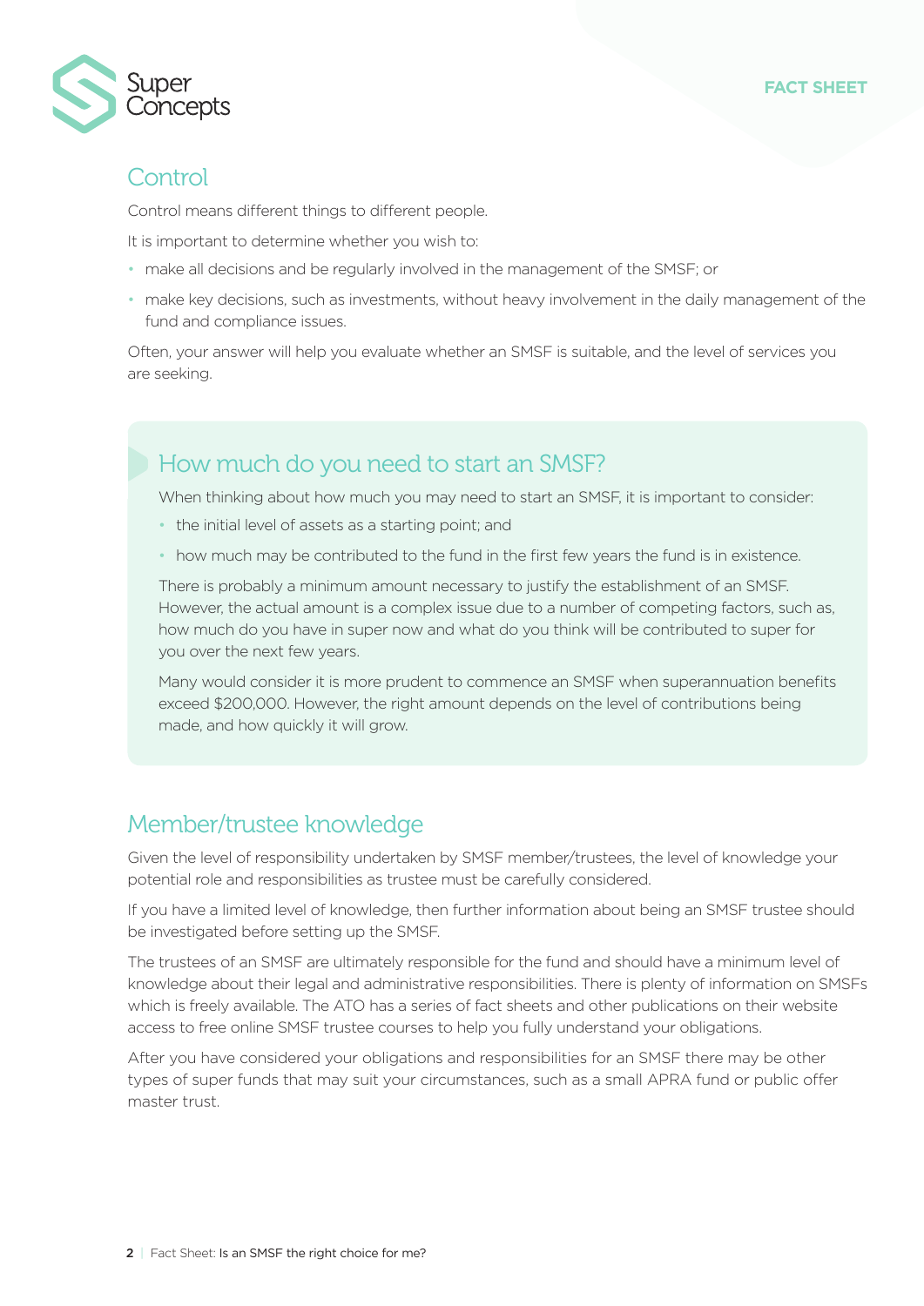## Control

Control means different things to different people.

It is important to determine whether you wish to:

- make all decisions and be regularly involved in the management of the SMSF; or
- make key decisions, such as investments, without heavy involvement in the daily management of the fund and compliance issues.

Often, your answer will help you evaluate whether an SMSF is suitable, and the level of services you are seeking.

## How much do you need to start an SMSF?

When thinking about how much you may need to start an SMSF, it is important to consider:

- the initial level of assets as a starting point; and
- how much may be contributed to the fund in the first few years the fund is in existence.

There is probably a minimum amount necessary to justify the establishment of an SMSF. However, the actual amount is a complex issue due to a number of competing factors, such as, how much do you have in super now and what do you think will be contributed to super for you over the next few years.

Many would consider it is more prudent to commence an SMSF when superannuation benefits exceed $200,000. However, the right amount depends on the level of contributions being made, and how quickly it will grow.

## Member/trustee knowledge

Given the level of responsibility undertaken by SMSF member/trustees, the level of knowledge your potential role and responsibilities as trustee must be carefully considered.

If you have a limited level of knowledge, then further information about being an SMSF trustee should be investigated before setting up the SMSF.

The trustees of an SMSF are ultimately responsible for the fund and should have a minimum level of knowledge about their legal and administrative responsibilities. There is plenty of information on SMSFs which is freely available. The ATO has a series of fact sheets and other publications on their website access to free online SMSF trustee courses to help you fully understand your obligations.

After you have considered your obligations and responsibilities for an SMSF there may be other types of super funds that may suit your circumstances, such as a small APRA fund or public offer master trust.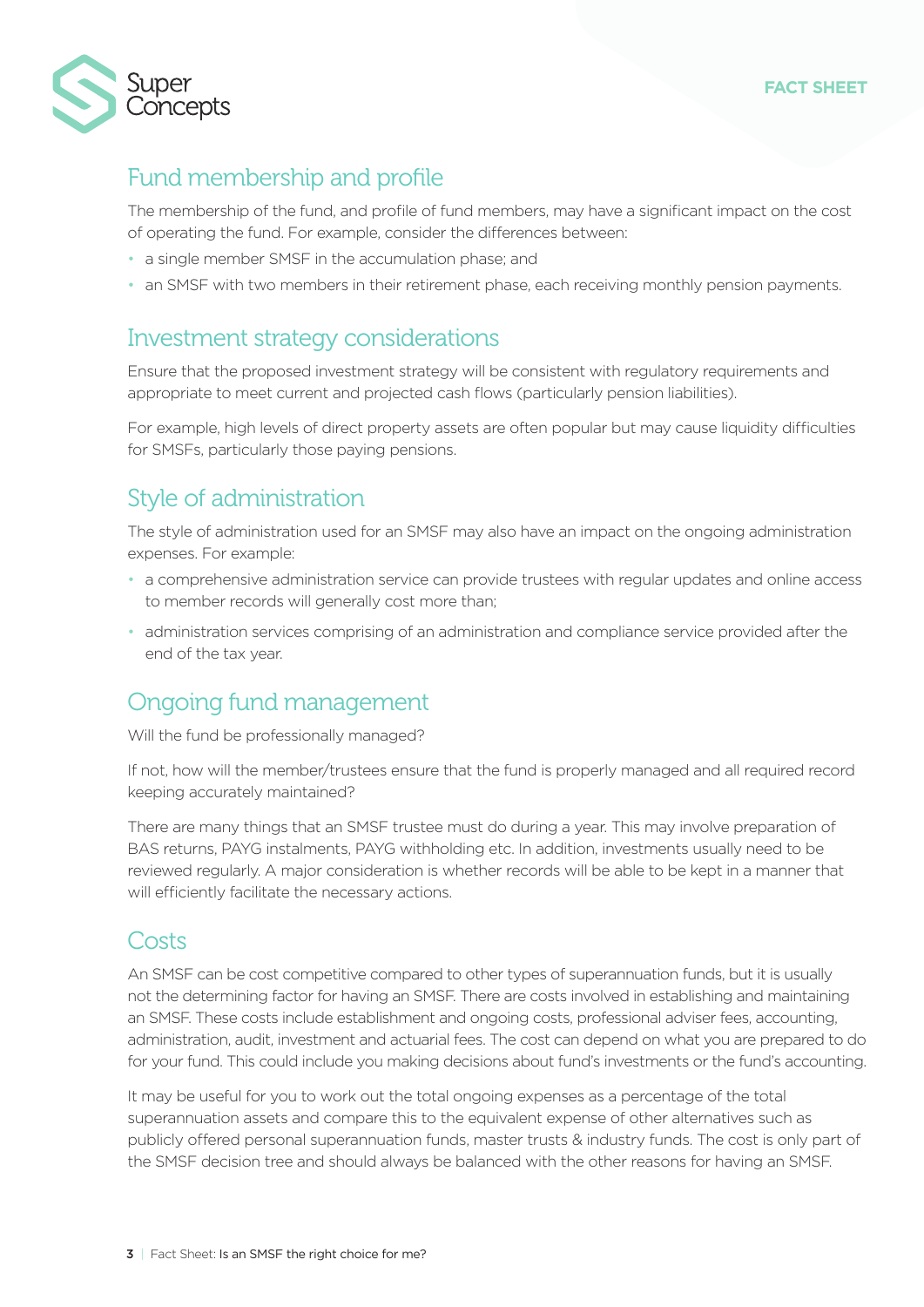## Fund membership and profile

The membership of the fund, and profile of fund members, may have a significant impact on the cost of operating the fund. For example, consider the differences between:

- a single member SMSF in the accumulation phase; and
- an SMSF with two members in their retirement phase, each receiving monthly pension payments.

## Investment strategy considerations

Ensure that the proposed investment strategy will be consistent with regulatory requirements and appropriate to meet current and projected cash flows (particularly pension liabilities).

For example, high levels of direct property assets are often popular but may cause liquidity difficulties for SMSFs, particularly those paying pensions.

## Style of administration

The style of administration used for an SMSF may also have an impact on the ongoing administration expenses. For example:

- a comprehensive administration service can provide trustees with regular updates and online access to member records will generally cost more than;
- administration services comprising of an administration and compliance service provided after the end of the tax year.

## Ongoing fund management

Will the fund be professionally managed?

If not, how will the member/trustees ensure that the fund is properly managed and all required record keeping accurately maintained?

There are many things that an SMSF trustee must do during a year. This may involve preparation of BAS returns, PAYG instalments, PAYG withholding etc. In addition, investments usually need to be reviewed regularly. A major consideration is whether records will be able to be kept in a manner that will efficiently facilitate the necessary actions.

## Costs

An SMSF can be cost competitive compared to other types of superannuation funds, but it is usually not the determining factor for having an SMSF. There are costs involved in establishing and maintaining an SMSF. These costs include establishment and ongoing costs, professional adviser fees, accounting, administration, audit, investment and actuarial fees. The cost can depend on what you are prepared to do for your fund. This could include you making decisions about fund's investments or the fund's accounting.

It may be useful for you to work out the total ongoing expenses as a percentage of the total superannuation assets and compare this to the equivalent expense of other alternatives such as publicly offered personal superannuation funds, master trusts & industry funds. The cost is only part of the SMSF decision tree and should always be balanced with the other reasons for having an SMSF.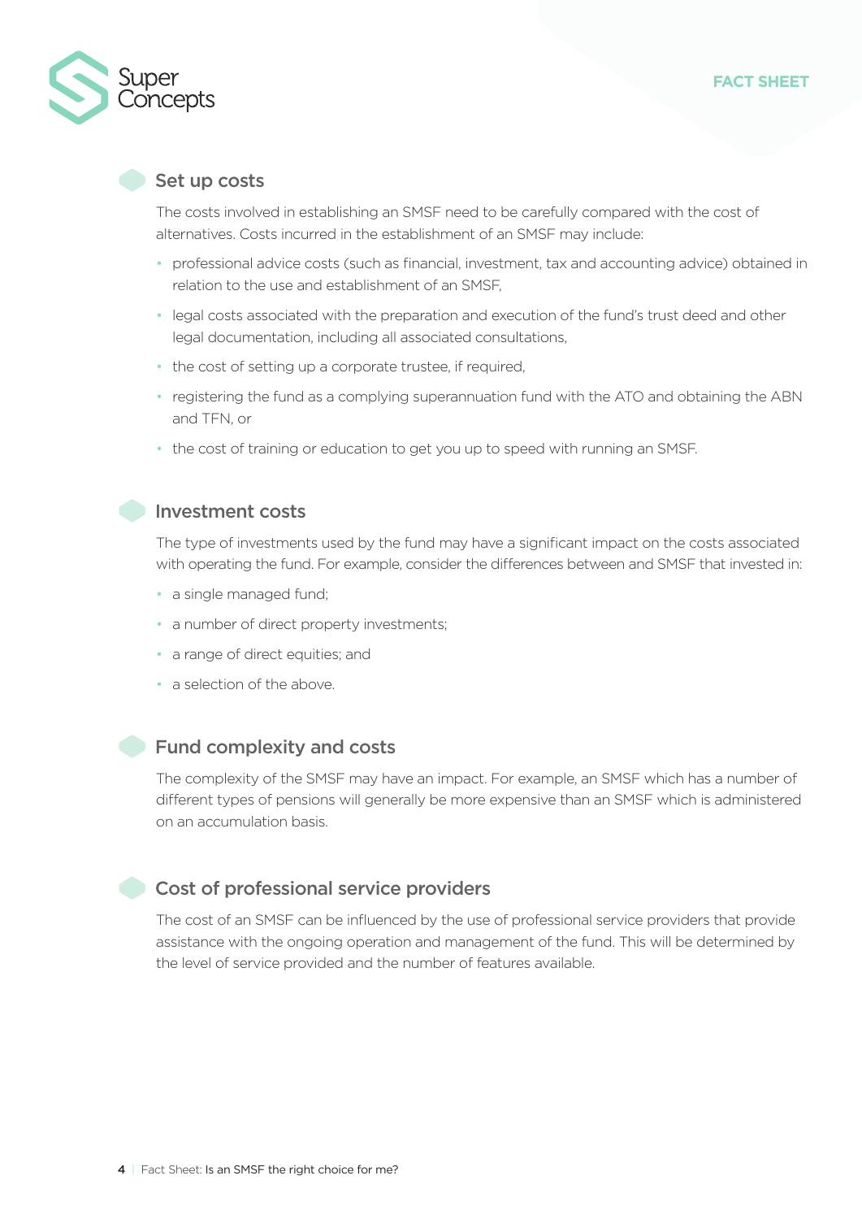## Set up costs

The costs involved in establishing an SMSF need to be carefully compared with the cost of alternatives. Costs incurred in the establishment of an SMSF may include:

- professional advice costs (such as financial, investment, tax and accounting advice) obtained in relation to the use and establishment of an SMSF,
- legal costs associated with the preparation and execution of the fund's trust deed and other legal documentation, including all associated consultations,
- the cost of setting up a corporate trustee, if required,
- registering the fund as a complying superannuation fund with the ATO and obtaining the ABN and TFN, or
- the cost of training or education to get you up to speed with running an SMSF.

## Investment costs

The type of investments used by the fund may have a significant impact on the costs associated with operating the fund. For example, consider the differences between and SMSF that invested in:

- a single managed fund;
- a number of direct property investments;
- a range of direct equities; and
- a selection of the above.

## Fund complexity and costs

The complexity of the SMSF may have an impact. For example, an SMSF which has a number of different types of pensions will generally be more expensive than an SMSF which is administered on an accumulation basis.

## Cost of professional service providers

The cost of an SMSF can be influenced by the use of professional service providers that provide assistance with the ongoing operation and management of the fund. This will be determined by the level of service provided and the number of features available.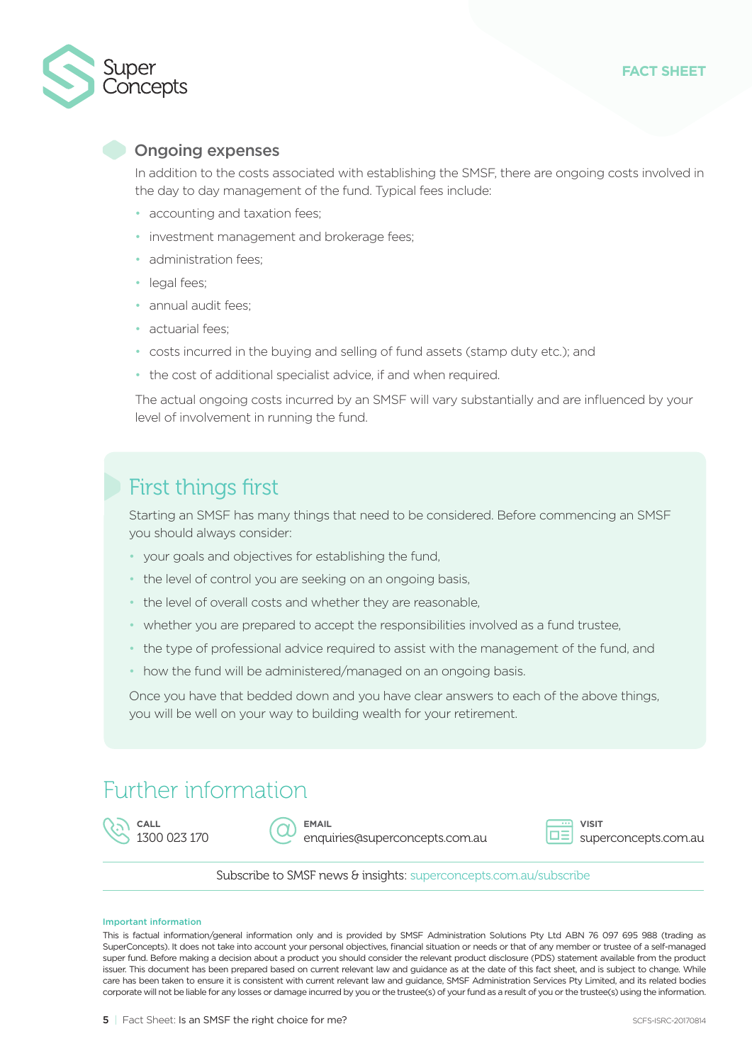## Ongoing expenses

In addition to the costs associated with establishing the SMSF, there are ongoing costs involved in the day to day management of the fund. Typical fees include:

- accounting and taxation fees;
- investment management and brokerage fees;
- administration fees;
- legal fees;
- annual audit fees;
- actuarial fees;
- costs incurred in the buying and selling of fund assets (stamp duty etc.); and
- the cost of additional specialist advice, if and when required.

The actual ongoing costs incurred by an SMSF will vary substantially and are influenced by your level of involvement in running the fund.

## First things first

Starting an SMSF has many things that need to be considered. Before commencing an SMSF you should always consider:

- your goals and objectives for establishing the fund,
- the level of control you are seeking on an ongoing basis,
- the level of overall costs and whether they are reasonable,
- whether you are prepared to accept the responsibilities involved as a fund trustee,
- the type of professional advice required to assist with the management of the fund, and
- how the fund will be administered/managed on an ongoing basis.

Once you have that bedded down and you have clear answers to each of the above things, you will be well on your way to building wealth for your retirement.

## Further information

**CALL**
1300 023 170

**EMAIL**
enquiries@superconcepts.com.au

**VISIT**
superconcepts.com.au

Subscribe to SMSF news & insights: superconcepts.com.au/subscribe

**Important information**

This is factual information/general information only and is provided by SMSF Administration Solutions Pty Ltd ABN 76 097 695 988 (trading as SuperConcepts). It does not take into account your personal objectives, financial situation or needs or that of any member or trustee of a self-managed super fund. Before making a decision about a product you should consider the relevant product disclosure (PDS) statement available from the product issuer. This document has been prepared based on current relevant law and guidance as at the date of this fact sheet, and is subject to change. While care has been taken to ensure it is consistent with current relevant law and guidance, SMSF Administration Services Pty Limited, and its related bodies corporate will not be liable for any losses or damage incurred by you or the trustee(s) of your fund as a result of you or the trustee(s) using the information.

SCFS-ISRC-20170814